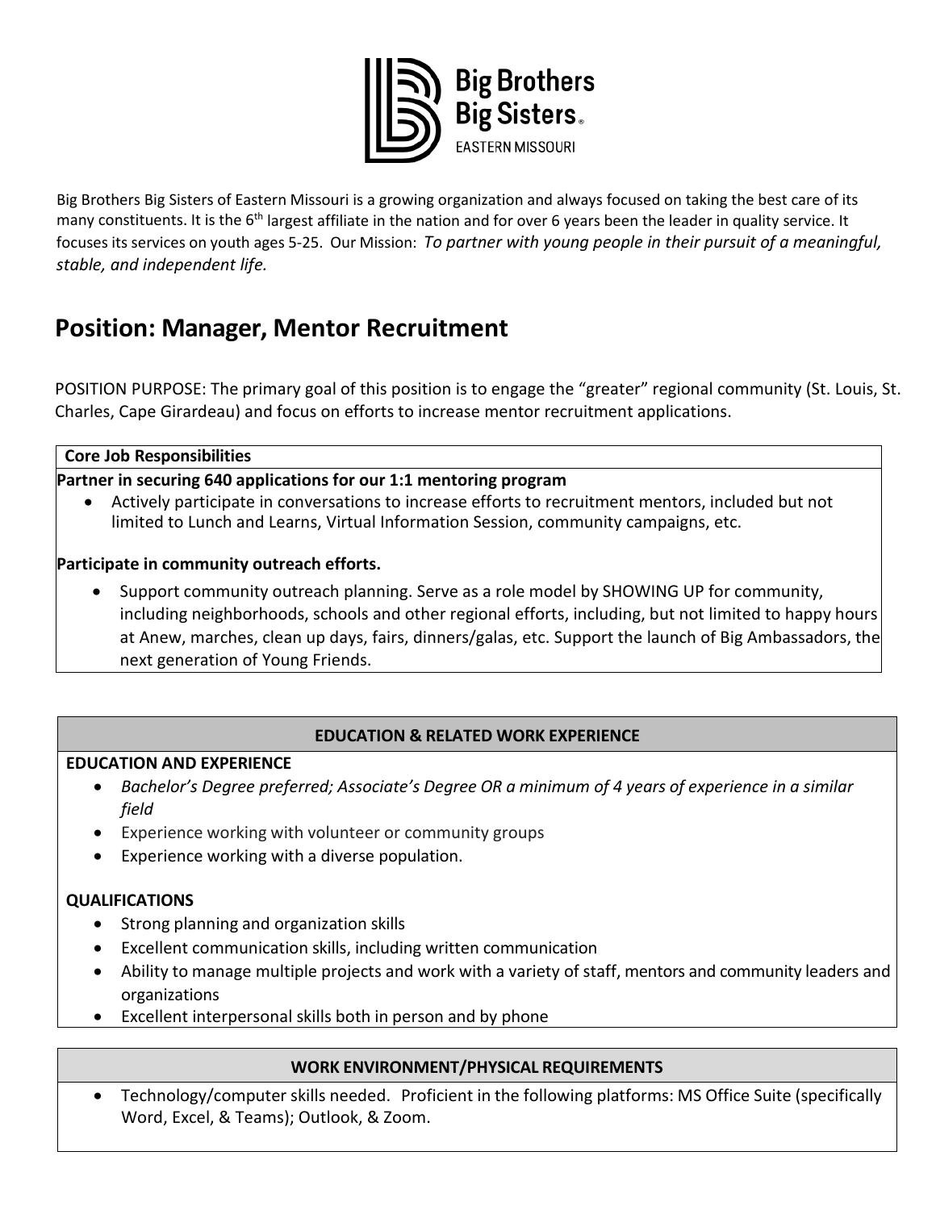Big Brothers Big Sisters of Eastern Missouri is a growing organization and always focused on taking the best care of its many constituents. It is the 6th largest affiliate in the nation and for over 6 years been the leader in quality service. It focuses its services on youth ages 5-25. Our Mission: *To partner with young people in their pursuit of a meaningful, stable, and independent life.*

# Position: Manager, Mentor Recruitment

POSITION PURPOSE: The primary goal of this position is to engage the "greater" regional community (St. Louis, St. Charles, Cape Girardeau) and focus on efforts to increase mentor recruitment applications.

## Core Job Responsibilities

**Partner in securing 640 applications for our 1:1 mentoring program**

- Actively participate in conversations to increase efforts to recruitment mentors, included but not limited to Lunch and Learns, Virtual Information Session, community campaigns, etc.

**Participate in community outreach efforts.**

- Support community outreach planning. Serve as a role model by SHOWING UP for community, including neighborhoods, schools and other regional efforts, including, but not limited to happy hours at Anew, marches, clean up days, fairs, dinners/galas, etc. Support the launch of Big Ambassadors, the next generation of Young Friends.

## EDUCATION & RELATED WORK EXPERIENCE

**EDUCATION AND EXPERIENCE**

- *Bachelor's Degree preferred; Associate's Degree OR a minimum of 4 years of experience in a similar field*
- Experience working with volunteer or community groups
- Experience working with a diverse population.

**QUALIFICATIONS**

- Strong planning and organization skills
- Excellent communication skills, including written communication
- Ability to manage multiple projects and work with a variety of staff, mentors and community leaders and organizations
- Excellent interpersonal skills both in person and by phone

## WORK ENVIRONMENT/PHYSICAL REQUIREMENTS

- Technology/computer skills needed. Proficient in the following platforms: MS Office Suite (specifically Word, Excel, & Teams); Outlook, & Zoom.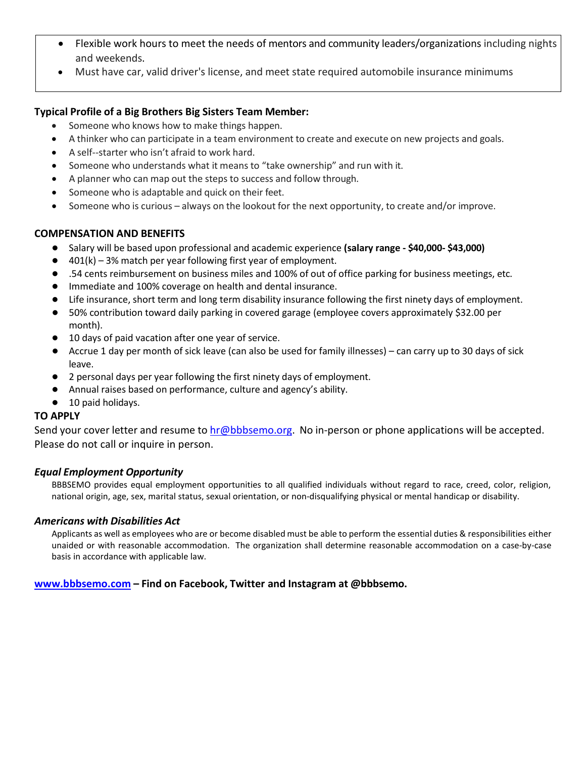- Flexible work hours to meet the needs of mentors and community leaders/organizations including nights and weekends.
- Must have car, valid driver's license, and meet state required automobile insurance minimums

**Typical Profile of a Big Brothers Big Sisters Team Member:**

- Someone who knows how to make things happen.
- A thinker who can participate in a team environment to create and execute on new projects and goals.
- A self--starter who isn't afraid to work hard.
- Someone who understands what it means to "take ownership" and run with it.
- A planner who can map out the steps to success and follow through.
- Someone who is adaptable and quick on their feet.
- Someone who is curious – always on the lookout for the next opportunity, to create and/or improve.

**COMPENSATION AND BENEFITS**

- Salary will be based upon professional and academic experience **(salary range - $40,000- $43,000)**
- 401(k) – 3% match per year following first year of employment.
- .54 cents reimbursement on business miles and 100% of out of office parking for business meetings, etc.
- Immediate and 100% coverage on health and dental insurance.
- Life insurance, short term and long term disability insurance following the first ninety days of employment.
- 50% contribution toward daily parking in covered garage (employee covers approximately $32.00 per month).
- 10 days of paid vacation after one year of service.
- Accrue 1 day per month of sick leave (can also be used for family illnesses) – can carry up to 30 days of sick leave.
- 2 personal days per year following the first ninety days of employment.
- Annual raises based on performance, culture and agency's ability.
- 10 paid holidays.

**TO APPLY**

Send your cover letter and resume to hr@bbbsemo.org. No in-person or phone applications will be accepted. Please do not call or inquire in person.

***Equal Employment Opportunity***

BBBSEMO provides equal employment opportunities to all qualified individuals without regard to race, creed, color, religion, national origin, age, sex, marital status, sexual orientation, or non-disqualifying physical or mental handicap or disability.

***Americans with Disabilities Act***

Applicants as well as employees who are or become disabled must be able to perform the essential duties & responsibilities either unaided or with reasonable accommodation. The organization shall determine reasonable accommodation on a case-by-case basis in accordance with applicable law.

**www.bbbsemo.com – Find on Facebook, Twitter and Instagram at @bbbsemo.**